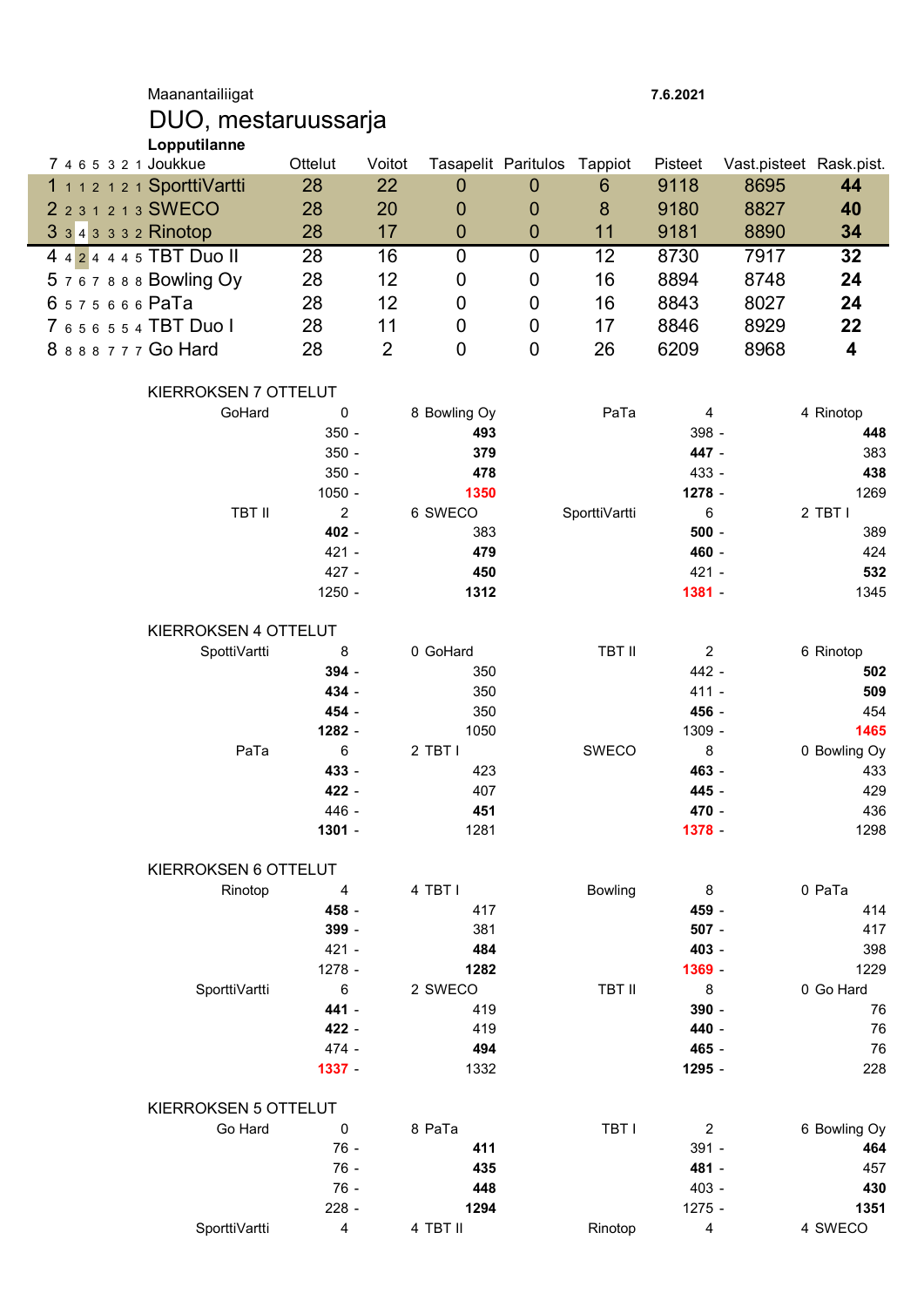Maanantailiigat

**7.6.2021**

# DUO, mestaruussarja

**Lopputilanne**

| 7 | 4 | 6 | 5 | 3 | 2 | 1 | Joukkue | Ottelut | Voitot | Tasapelit | Paritulos | Tappiot | Pisteet | Vast.pisteet | Rask.pist. |
|---|---|---|---|---|---|---|---|---|---|---|---|---|---|---|---|
| 1 | 1 | 1 | 2 | 1 | 2 | 1 | SporttiVartti | 28 | 22 | 0 | 0 | 6 | 9118 | 8695 | **44** |
| 2 | 2 | 3 | 1 | 2 | 1 | 3 | SWECO | 28 | 20 | 0 | 0 | 8 | 9180 | 8827 | **40** |
| 3 | 3 | 4 | 3 | 3 | 3 | 2 | Rinotop | 28 | 17 | 0 | 0 | 11 | 9181 | 8890 | **34** |
| 4 | 4 | 2 | 4 | 4 | 4 | 5 | TBT Duo II | 28 | 16 | 0 | 0 | 12 | 8730 | 7917 | **32** |
| 5 | 7 | 6 | 7 | 8 | 8 | 8 | Bowling Oy | 28 | 12 | 0 | 0 | 16 | 8894 | 8748 | **24** |
| 6 | 5 | 7 | 5 | 6 | 6 | 6 | PaTa | 28 | 12 | 0 | 0 | 16 | 8843 | 8027 | **24** |
| 7 | 6 | 5 | 6 | 5 | 5 | 4 | TBT Duo I | 28 | 11 | 0 | 0 | 17 | 8846 | 8929 | **22** |
| 8 | 8 | 8 | 8 | 7 | 7 | 7 | Go Hard | 28 | 2 | 0 | 0 | 26 | 6209 | 8968 | **4** |

## KIERROKSEN 7 OTTELUT

| Joukkue | Tulos | Joukkue | Joukkue | Tulos | Joukkue |
|---|---|---|---|---|---|
| GoHard | 0 | 8 Bowling Oy | PaTa | 4 | 4 Rinotop |
| | 350 - | **493** | | 398 - | **448** |
| | 350 - | **379** | | **447** - | 383 |
| | 350 - | **478** | | 433 - | **438** |
| | 1050 - | **1350** | | **1278** - | 1269 |
| TBT II | 2 | 6 SWECO | SporttiVartti | 6 | 2 TBT I |
| | **402** - | 383 | | **500** - | 389 |
| | 421 - | **479** | | **460** - | 424 |
| | 427 - | **450** | | 421 - | **532** |
| | 1250 - | **1312** | | **1381** - | 1345 |

## KIERROKSEN 4 OTTELUT

| Joukkue | Tulos | Joukkue | Joukkue | Tulos | Joukkue |
|---|---|---|---|---|---|
| SpottiVartti | 8 | 0 GoHard | TBT II | 2 | 6 Rinotop |
| | **394** - | 350 | | 442 - | **502** |
| | **434** - | 350 | | 411 - | **509** |
| | **454** - | 350 | | **456** - | 454 |
| | **1282** - | 1050 | | 1309 - | **1465** |
| PaTa | 6 | 2 TBT I | SWECO | 8 | 0 Bowling Oy |
| | **433** - | 423 | | **463** - | 433 |
| | **422** - | 407 | | **445** - | 429 |
| | 446 - | **451** | | **470** - | 436 |
| | **1301** - | 1281 | | **1378** - | 1298 |

## KIERROKSEN 6 OTTELUT

| Joukkue | Tulos | Joukkue | Joukkue | Tulos | Joukkue |
|---|---|---|---|---|---|
| Rinotop | 4 | 4 TBT I | Bowling | 8 | 0 PaTa |
| | **458** - | 417 | | **459** - | 414 |
| | **399** - | 381 | | **507** - | 417 |
| | 421 - | **484** | | **403** - | 398 |
| | 1278 - | **1282** | | **1369** - | 1229 |
| SporttiVartti | 6 | 2 SWECO | TBT II | 8 | 0 Go Hard |
| | **441** - | 419 | | **390** - | 76 |
| | **422** - | 419 | | **440** - | 76 |
| | 474 - | **494** | | **465** - | 76 |
| | **1337** - | 1332 | | **1295** - | 228 |

## KIERROKSEN 5 OTTELUT

| Joukkue | Tulos | Joukkue | Joukkue | Tulos | Joukkue |
|---|---|---|---|---|---|
| Go Hard | 0 | 8 PaTa | TBT I | 2 | 6 Bowling Oy |
| | 76 - | **411** | | 391 - | **464** |
| | 76 - | **435** | | **481** - | 457 |
| | 76 - | **448** | | 403 - | **430** |
| | 228 - | **1294** | | 1275 - | **1351** |
| SporttiVartti | 4 | 4 TBT II | Rinotop | 4 | 4 SWECO |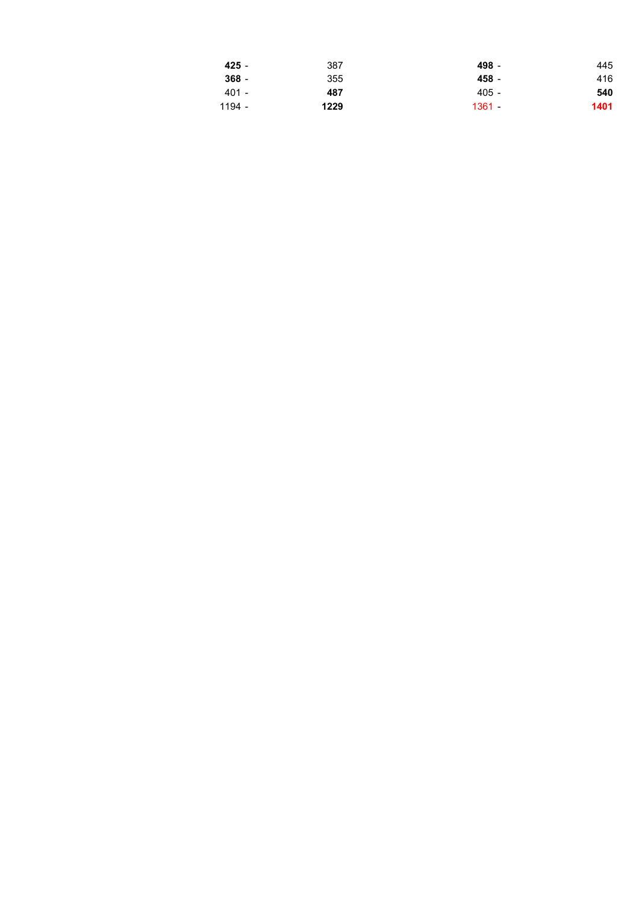| | | | |
|---|---|---|---|
| **425** - | 387 | **498** - | 445 |
| **368** - | 355 | **458** - | 416 |
| 401 - | **487** | 405 - | **540** |
| 1194 - | **1229** | 1361 - | **1401** |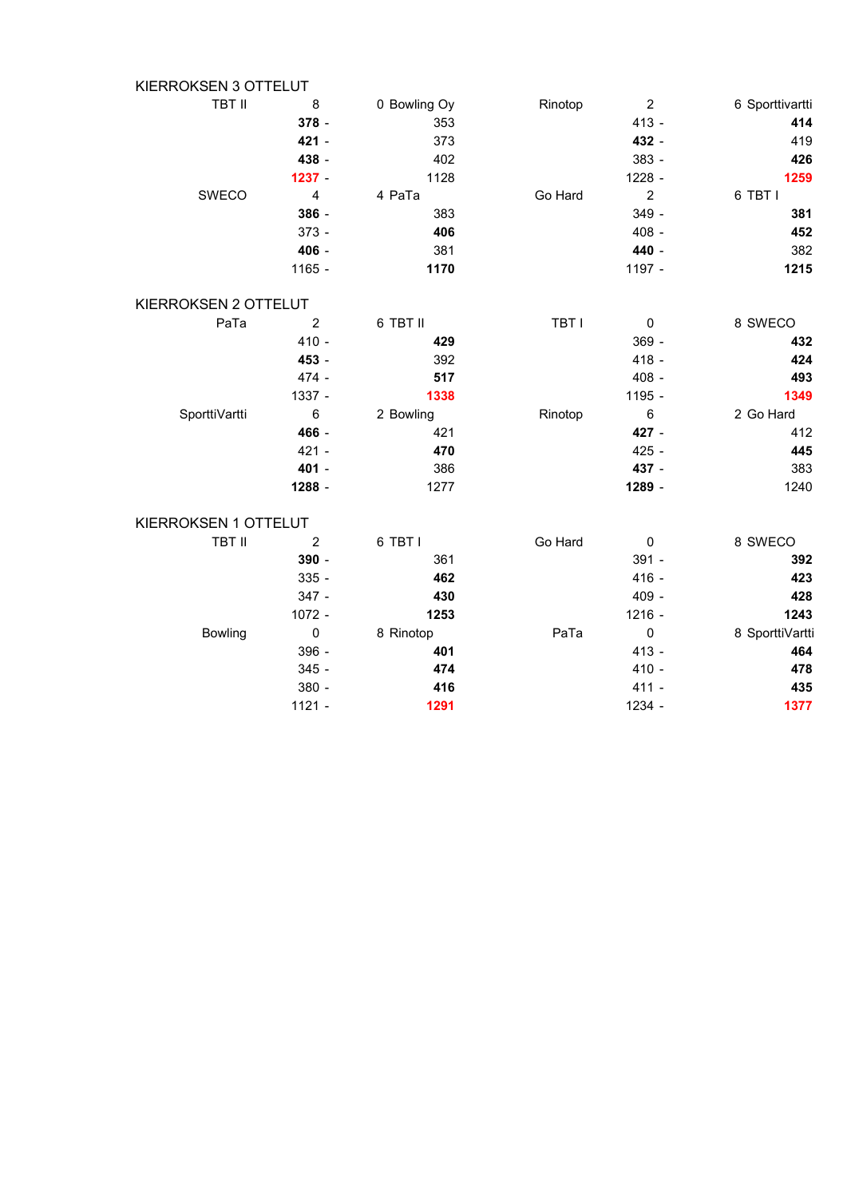KIERROKSEN 3 OTTELUT

| | | | | | |
|---|---|---|---|---|---|
| TBT II | 8 | 0 Bowling Oy | Rinotop | 2 | 6 Sporttivartti |
| | **378** - | 353 | | 413 - | **414** |
| | **421** - | 373 | | **432** - | 419 |
| | **438** - | 402 | | 383 - | **426** |
| | **1237** - | 1128 | | 1228 - | **1259** |
| SWECO | 4 | 4 PaTa | Go Hard | 2 | 6 TBT I |
| | **386** - | 383 | | 349 - | **381** |
| | 373 - | **406** | | 408 - | **452** |
| | **406** - | 381 | | **440** - | 382 |
| | 1165 - | **1170** | | 1197 - | **1215** |

KIERROKSEN 2 OTTELUT

| | | | | | |
|---|---|---|---|---|---|
| PaTa | 2 | 6 TBT II | TBT I | 0 | 8 SWECO |
| | 410 - | **429** | | 369 - | **432** |
| | **453** - | 392 | | 418 - | **424** |
| | 474 - | **517** | | 408 - | **493** |
| | 1337 - | **1338** | | 1195 - | **1349** |
| SporttiVartti | 6 | 2 Bowling | Rinotop | 6 | 2 Go Hard |
| | **466** - | 421 | | **427** - | 412 |
| | 421 - | **470** | | 425 - | **445** |
| | **401** - | 386 | | **437** - | 383 |
| | **1288** - | 1277 | | **1289** - | 1240 |

KIERROKSEN 1 OTTELUT

| | | | | | |
|---|---|---|---|---|---|
| TBT II | 2 | 6 TBT I | Go Hard | 0 | 8 SWECO |
| | **390** - | 361 | | 391 - | **392** |
| | 335 - | **462** | | 416 - | **423** |
| | 347 - | **430** | | 409 - | **428** |
| | 1072 - | **1253** | | 1216 - | **1243** |
| Bowling | 0 | 8 Rinotop | PaTa | 0 | 8 SporttiVartti |
| | 396 - | **401** | | 413 - | **464** |
| | 345 - | **474** | | 410 - | **478** |
| | 380 - | **416** | | 411 - | **435** |
| | 1121 - | **1291** | | 1234 - | **1377** |